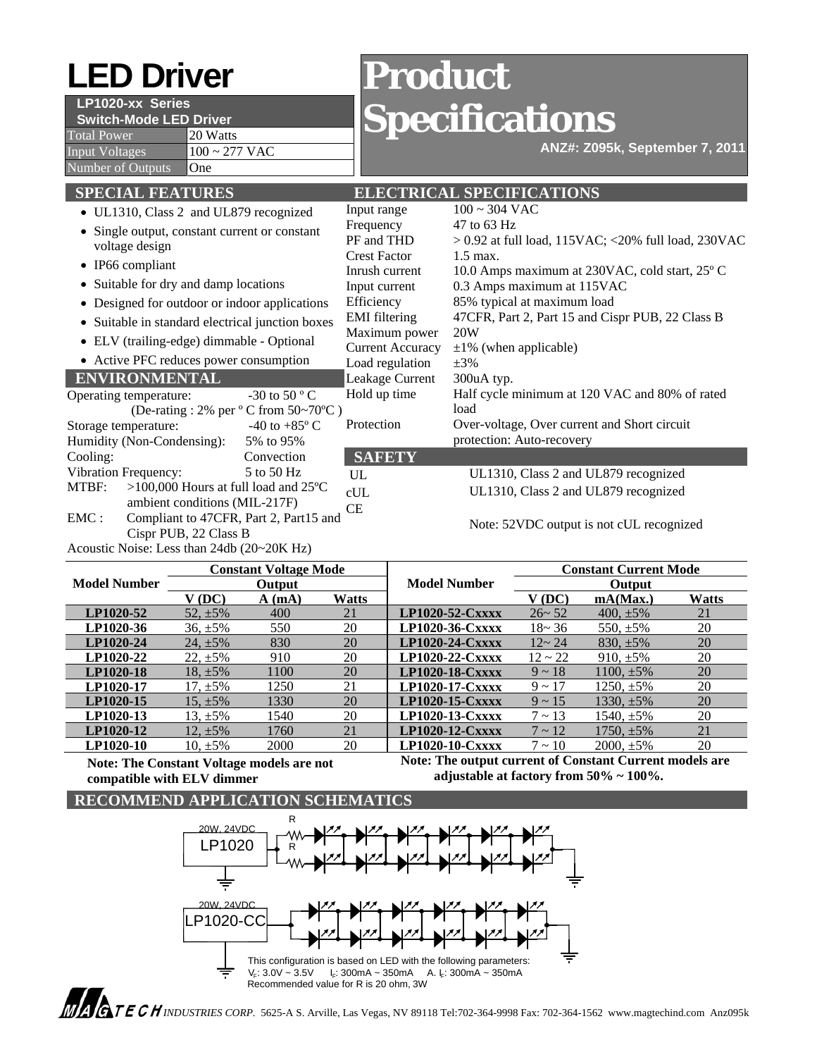# LED Driver

**LP1020-xx Series**
**Switch-Mode LED Driver**

| | |
|---|---|
| Total Power | 20 Watts |
| Input Voltages | 100 ~ 277 VAC |
| Number of Outputs | One |

# Product Specifications

**ANZ#: Z095k, September 7, 2011**

## SPECIAL FEATURES

- UL1310, Class 2 and UL879 recognized
- Single output, constant current or constant voltage design
- IP66 compliant
- Suitable for dry and damp locations
- Designed for outdoor or indoor applications
- Suitable in standard electrical junction boxes
- ELV (trailing-edge) dimmable - Optional
- Active PFC reduces power consumption

## ENVIRONMENTAL

Operating temperature: -30 to 50 º C
(De-rating : 2% per º C from 50~70ºC )
Storage temperature: -40 to +85º C
Humidity (Non-Condensing): 5% to 95%
Cooling: Convection
Vibration Frequency: 5 to 50 Hz
MTBF: >100,000 Hours at full load and 25ºC ambient conditions (MIL-217F)
EMC : Compliant to 47CFR, Part 2, Part15 and Cispr PUB, 22 Class B
Acoustic Noise: Less than 24db (20~20K Hz)

## ELECTRICAL SPECIFICATIONS

| | |
|---|---|
| Input range | 100 ~ 304 VAC |
| Frequency | 47 to 63 Hz |
| PF and THD | > 0.92 at full load, 115VAC; <20% full load, 230VAC |
| Crest Factor | 1.5 max. |
| Inrush current | 10.0 Amps maximum at 230VAC, cold start, 25º C |
| Input current | 0.3 Amps maximum at 115VAC |
| Efficiency | 85% typical at maximum load |
| EMI filtering | 47CFR, Part 2, Part 15 and Cispr PUB, 22 Class B |
| Maximum power | 20W |
| Current Accuracy | ±1% (when applicable) |
| Load regulation | ±3% |
| Leakage Current | 300uA typ. |
| Hold up time | Half cycle minimum at 120 VAC and 80% of rated load |
| Protection | Over-voltage, Over current and Short circuit protection: Auto-recovery |

## SAFETY

| | |
|---|---|
| UL | UL1310, Class 2 and UL879 recognized |
| cUL | UL1310, Class 2 and UL879 recognized |
| CE | |

Note: 52VDC output is not cUL recognized

| Model Number | Constant Voltage Mode Output | | | Model Number | Constant Current Mode Output | | |
|---|---|---|---|---|---|---|---|
| | V (DC) | A (mA) | Watts | | V (DC) | mA(Max.) | Watts |
| **LP1020-52** | 52, ±5% | 400 | 21 | **LP1020-52-Cxxxx** | 26~ 52 | 400, ±5% | 21 |
| **LP1020-36** | 36, ±5% | 550 | 20 | **LP1020-36-Cxxxx** | 18~ 36 | 550, ±5% | 20 |
| **LP1020-24** | 24, ±5% | 830 | 20 | **LP1020-24-Cxxxx** | 12~ 24 | 830, ±5% | 20 |
| **LP1020-22** | 22, ±5% | 910 | 20 | **LP1020-22-Cxxxx** | 12 ~ 22 | 910, ±5% | 20 |
| **LP1020-18** | 18, ±5% | 1100 | 20 | **LP1020-18-Cxxxx** | 9 ~ 18 | 1100, ±5% | 20 |
| **LP1020-17** | 17, ±5% | 1250 | 21 | **LP1020-17-Cxxxx** | 9 ~ 17 | 1250, ±5% | 20 |
| **LP1020-15** | 15, ±5% | 1330 | 20 | **LP1020-15-Cxxxx** | 9 ~ 15 | 1330, ±5% | 20 |
| **LP1020-13** | 13, ±5% | 1540 | 20 | **LP1020-13-Cxxxx** | 7 ~ 13 | 1540, ±5% | 20 |
| **LP1020-12** | 12, ±5% | 1760 | 21 | **LP1020-12-Cxxxx** | 7 ~ 12 | 1750, ±5% | 21 |
| **LP1020-10** | 10, ±5% | 2000 | 20 | **LP1020-10-Cxxxx** | 7 ~ 10 | 2000, ±5% | 20 |

**Note: The Constant Voltage models are not compatible with ELV dimmer**

**Note: The output current of Constant Current models are adjustable at factory from 50% ~ 100%.**

## RECOMMEND APPLICATION SCHEMATICS

20W, 24VDC LP1020 — R — R

20W, 24VDC LP1020-CC

This configuration is based on LED with the following parameters:
$V_F$: 3.0V ~ 3.5V $I_F$: 300mA ~ 350mA A. $I_F$: 300mA ~ 350mA
Recommended value for R is 20 ohm, 3W

MAGTECH INDUSTRIES CORP. 5625-A S. Arville, Las Vegas, NV 89118 Tel:702-364-9998 Fax: 702-364-1562 www.magtechind.com Anz095k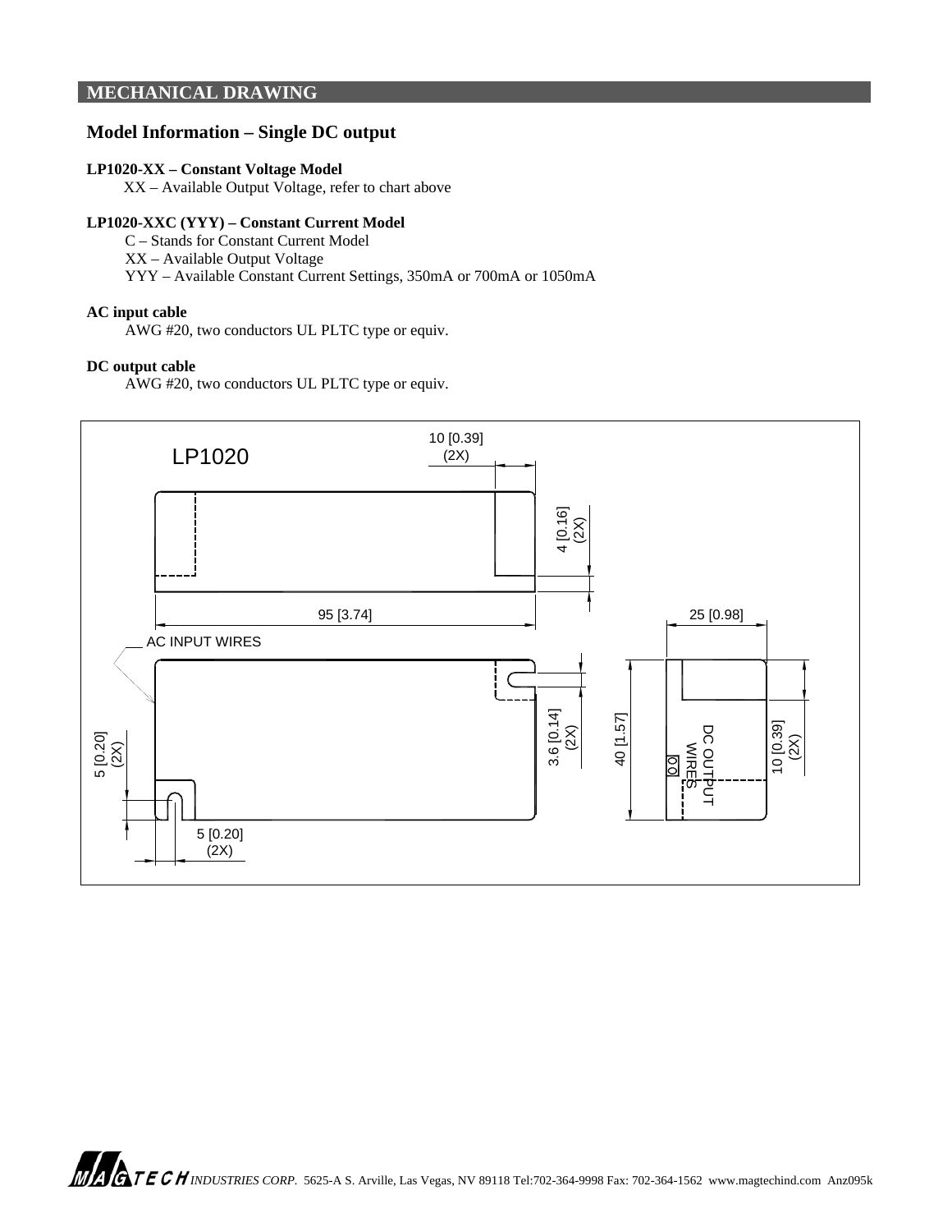## MECHANICAL DRAWING

### Model Information – Single DC output

**LP1020-XX – Constant Voltage Model**

XX – Available Output Voltage, refer to chart above

**LP1020-XXC (YYY) – Constant Current Model**

C – Stands for Constant Current Model
XX – Available Output Voltage
YYY – Available Constant Current Settings, 350mA or 700mA or 1050mA

**AC input cable**

AWG #20, two conductors UL PLTC type or equiv.

**DC output cable**

AWG #20, two conductors UL PLTC type or equiv.

LP1020

10 [0.39]
(2X)

4 [0.16]
(2X)

95 [3.74]

25 [0.98]

AC INPUT WIRES

3.6 [0.14]
(2X)

40 [1.57]

DC OUTPUT
WIRES

10 [0.39]
(2X)

5 [0.20]
(2X)

5 [0.20]
(2X)